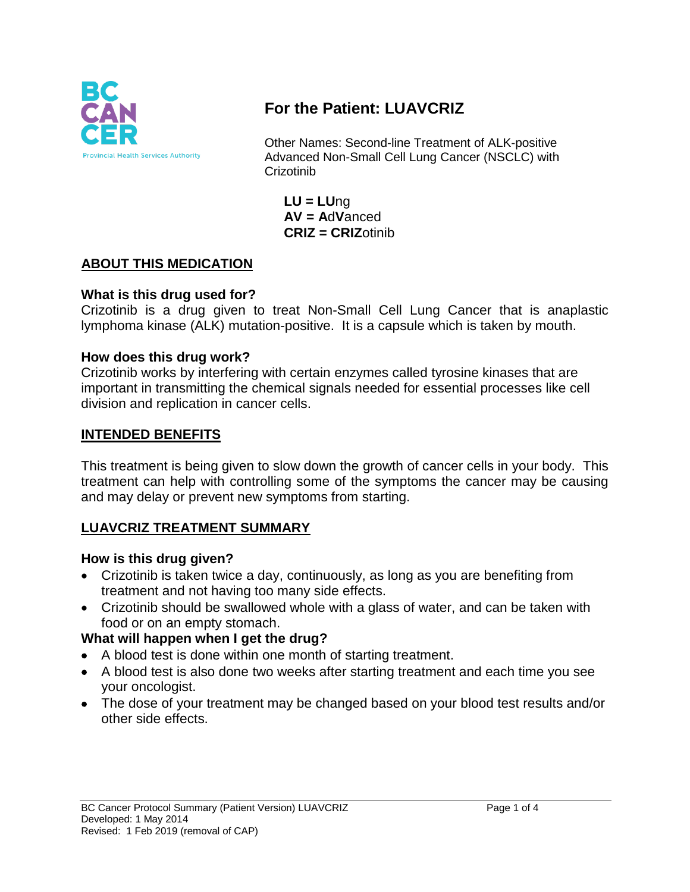# For the Patient: LUAVCRIZ

Other Names: Second-line Treatment of ALK-positive Advanced Non-Small Cell Lung Cancer (NSCLC) with Crizotinib

**LU = LU**ng
**AV = A**d**V**anced
**CRIZ = CRIZ**otinib

## ABOUT THIS MEDICATION

### What is this drug used for?

Crizotinib is a drug given to treat Non-Small Cell Lung Cancer that is anaplastic lymphoma kinase (ALK) mutation-positive. It is a capsule which is taken by mouth.

### How does this drug work?

Crizotinib works by interfering with certain enzymes called tyrosine kinases that are important in transmitting the chemical signals needed for essential processes like cell division and replication in cancer cells.

## INTENDED BENEFITS

This treatment is being given to slow down the growth of cancer cells in your body. This treatment can help with controlling some of the symptoms the cancer may be causing and may delay or prevent new symptoms from starting.

## LUAVCRIZ TREATMENT SUMMARY

### How is this drug given?

- Crizotinib is taken twice a day, continuously, as long as you are benefiting from treatment and not having too many side effects.
- Crizotinib should be swallowed whole with a glass of water, and can be taken with food or on an empty stomach.

### What will happen when I get the drug?

- A blood test is done within one month of starting treatment.
- A blood test is also done two weeks after starting treatment and each time you see your oncologist.
- The dose of your treatment may be changed based on your blood test results and/or other side effects.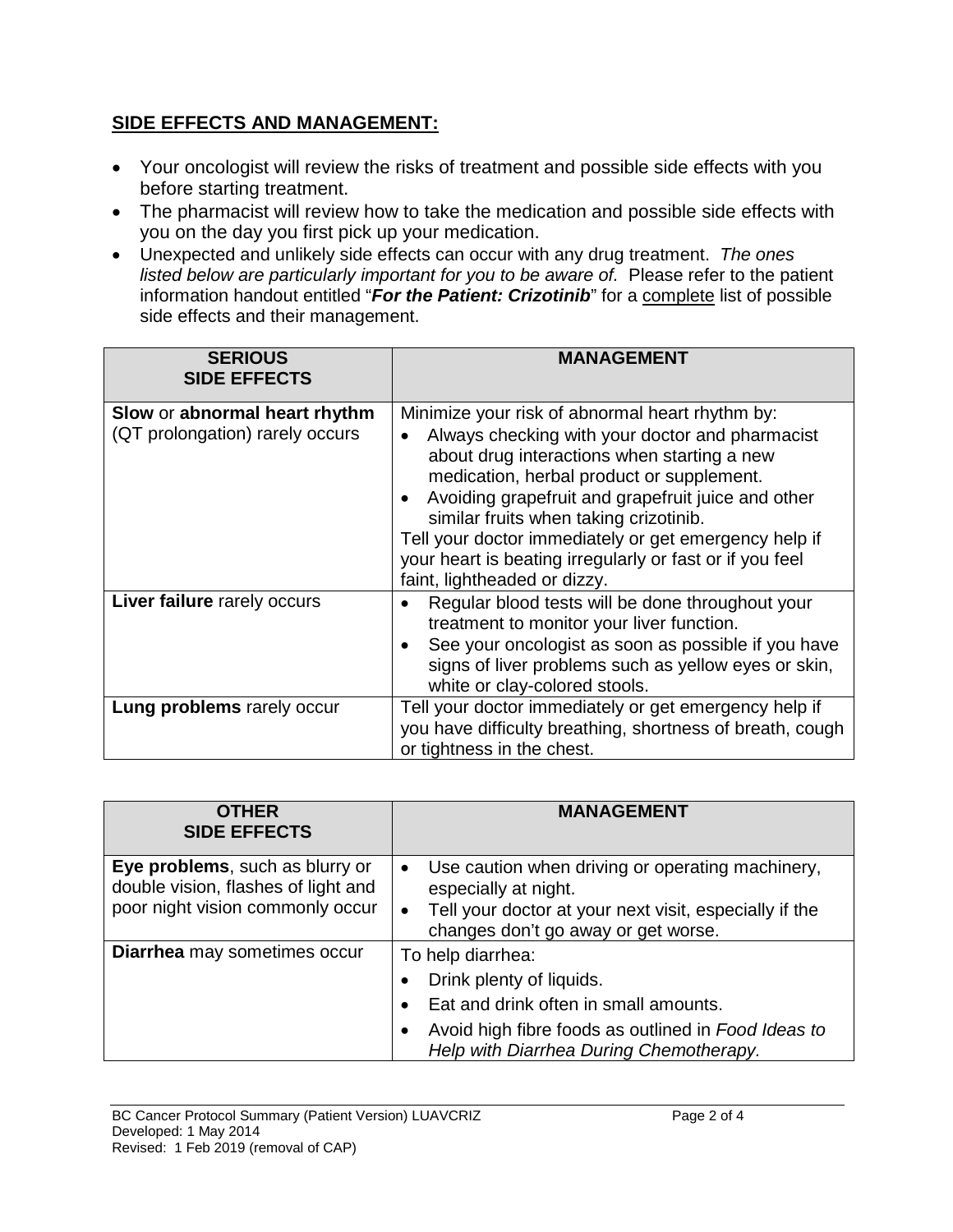## SIDE EFFECTS AND MANAGEMENT:

- Your oncologist will review the risks of treatment and possible side effects with you before starting treatment.
- The pharmacist will review how to take the medication and possible side effects with you on the day you first pick up your medication.
- Unexpected and unlikely side effects can occur with any drug treatment. *The ones listed below are particularly important for you to be aware of.* Please refer to the patient information handout entitled "***For the Patient: Crizotinib***" for a complete list of possible side effects and their management.

| SERIOUS SIDE EFFECTS | MANAGEMENT |
|---|---|
| **Slow** or **abnormal heart rhythm** (QT prolongation) rarely occurs | Minimize your risk of abnormal heart rhythm by:<br>• Always checking with your doctor and pharmacist about drug interactions when starting a new medication, herbal product or supplement.<br>• Avoiding grapefruit and grapefruit juice and other similar fruits when taking crizotinib.<br>Tell your doctor immediately or get emergency help if your heart is beating irregularly or fast or if you feel faint, lightheaded or dizzy. |
| **Liver failure** rarely occurs | • Regular blood tests will be done throughout your treatment to monitor your liver function.<br>• See your oncologist as soon as possible if you have signs of liver problems such as yellow eyes or skin, white or clay-colored stools. |
| **Lung problems** rarely occur | Tell your doctor immediately or get emergency help if you have difficulty breathing, shortness of breath, cough or tightness in the chest. |

| OTHER SIDE EFFECTS | MANAGEMENT |
|---|---|
| **Eye problems**, such as blurry or double vision, flashes of light and poor night vision commonly occur | • Use caution when driving or operating machinery, especially at night.<br>• Tell your doctor at your next visit, especially if the changes don't go away or get worse. |
| **Diarrhea** may sometimes occur | To help diarrhea:<br>• Drink plenty of liquids.<br>• Eat and drink often in small amounts.<br>• Avoid high fibre foods as outlined in *Food Ideas to Help with Diarrhea During Chemotherapy.* |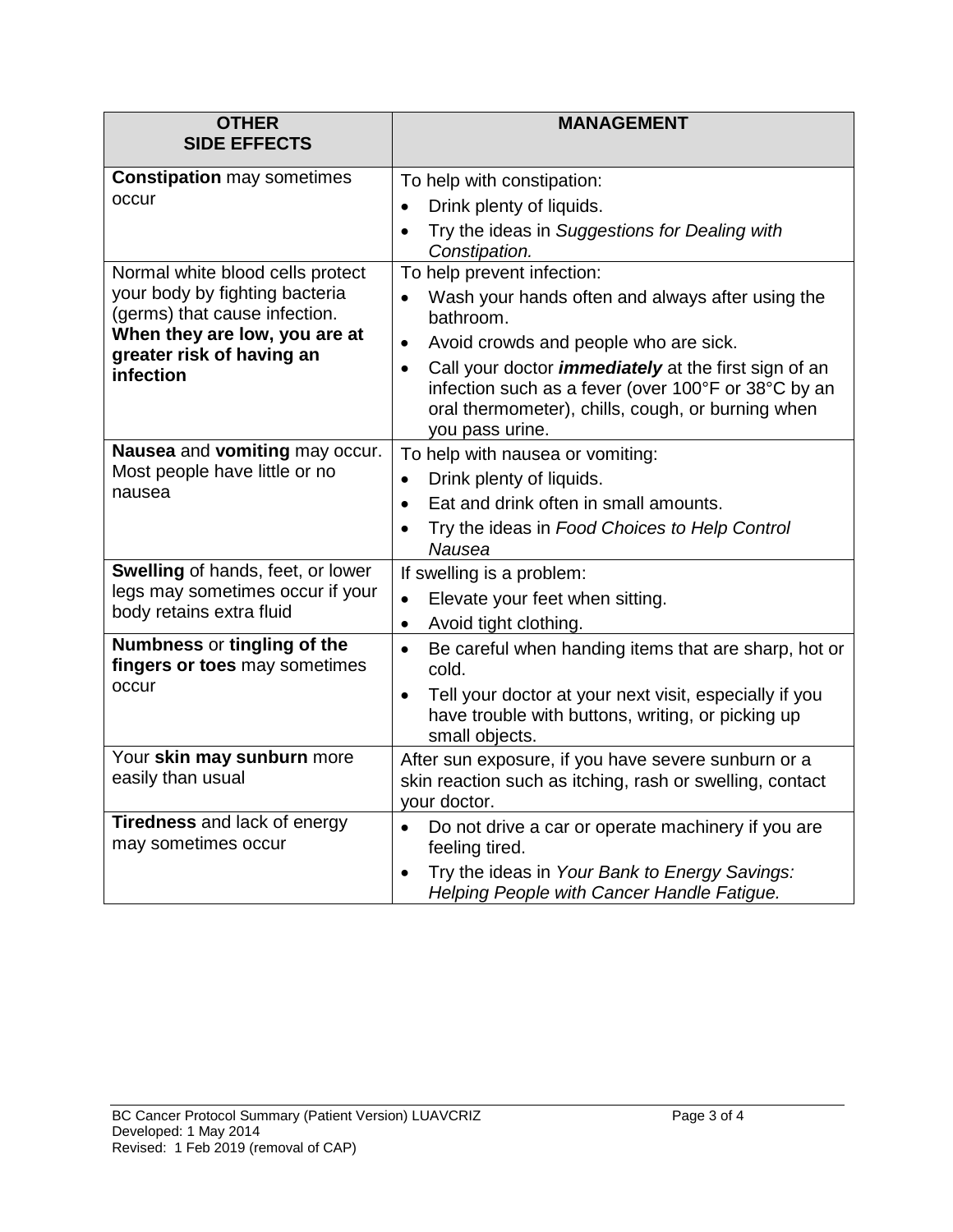| OTHER SIDE EFFECTS | MANAGEMENT |
|---|---|
| **Constipation** may sometimes occur | To help with constipation:<br>• Drink plenty of liquids.<br>• Try the ideas in *Suggestions for Dealing with Constipation.* |
| Normal white blood cells protect your body by fighting bacteria (germs) that cause infection. **When they are low, you are at greater risk of having an infection** | To help prevent infection:<br>• Wash your hands often and always after using the bathroom.<br>• Avoid crowds and people who are sick.<br>• Call your doctor ***immediately*** at the first sign of an infection such as a fever (over 100°F or 38°C by an oral thermometer), chills, cough, or burning when you pass urine. |
| **Nausea** and **vomiting** may occur. Most people have little or no nausea | To help with nausea or vomiting:<br>• Drink plenty of liquids.<br>• Eat and drink often in small amounts.<br>• Try the ideas in *Food Choices to Help Control Nausea* |
| **Swelling** of hands, feet, or lower legs may sometimes occur if your body retains extra fluid | If swelling is a problem:<br>• Elevate your feet when sitting.<br>• Avoid tight clothing. |
| **Numbness** or **tingling of the fingers or toes** may sometimes occur | • Be careful when handing items that are sharp, hot or cold.<br>• Tell your doctor at your next visit, especially if you have trouble with buttons, writing, or picking up small objects. |
| Your **skin may sunburn** more easily than usual | After sun exposure, if you have severe sunburn or a skin reaction such as itching, rash or swelling, contact your doctor. |
| **Tiredness** and lack of energy may sometimes occur | • Do not drive a car or operate machinery if you are feeling tired.<br>• Try the ideas in *Your Bank to Energy Savings: Helping People with Cancer Handle Fatigue.* |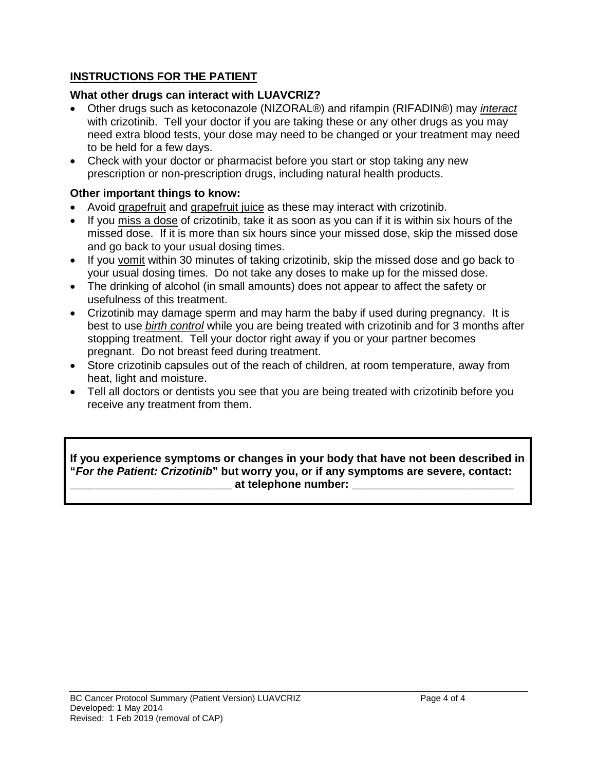## INSTRUCTIONS FOR THE PATIENT

### What other drugs can interact with LUAVCRIZ?

- Other drugs such as ketoconazole (NIZORAL®) and rifampin (RIFADIN®) may *interact* with crizotinib. Tell your doctor if you are taking these or any other drugs as you may need extra blood tests, your dose may need to be changed or your treatment may need to be held for a few days.
- Check with your doctor or pharmacist before you start or stop taking any new prescription or non-prescription drugs, including natural health products.

### Other important things to know:

- Avoid grapefruit and grapefruit juice as these may interact with crizotinib.
- If you miss a dose of crizotinib, take it as soon as you can if it is within six hours of the missed dose. If it is more than six hours since your missed dose, skip the missed dose and go back to your usual dosing times.
- If you vomit within 30 minutes of taking crizotinib, skip the missed dose and go back to your usual dosing times. Do not take any doses to make up for the missed dose.
- The drinking of alcohol (in small amounts) does not appear to affect the safety or usefulness of this treatment.
- Crizotinib may damage sperm and may harm the baby if used during pregnancy. It is best to use *birth control* while you are being treated with crizotinib and for 3 months after stopping treatment. Tell your doctor right away if you or your partner becomes pregnant. Do not breast feed during treatment.
- Store crizotinib capsules out of the reach of children, at room temperature, away from heat, light and moisture.
- Tell all doctors or dentists you see that you are being treated with crizotinib before you receive any treatment from them.

**If you experience symptoms or changes in your body that have not been described in "*For the Patient: Crizotinib*" but worry you, or if any symptoms are severe, contact: __________________________ at telephone number: __________________________**

BC Cancer Protocol Summary (Patient Version) LUAVCRIZ
Developed: 1 May 2014
Revised: 1 Feb 2019 (removal of CAP)